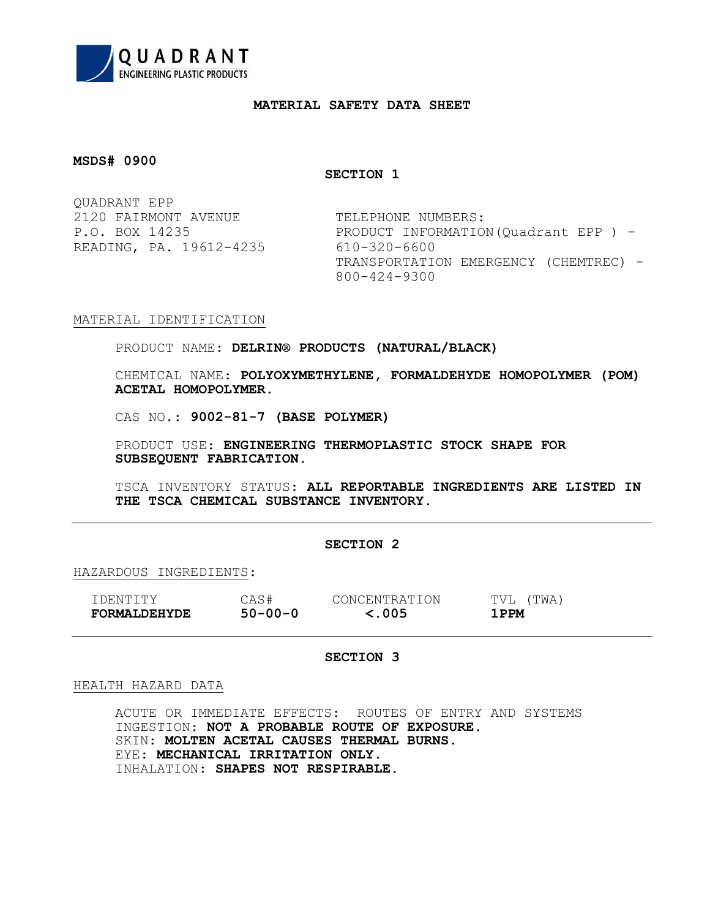QUADRANT
ENGINEERING PLASTIC PRODUCTS

# MATERIAL SAFETY DATA SHEET

**MSDS# 0900**

## SECTION 1

QUADRANT EPP
2120 FAIRMONT AVENUE
P.O. BOX 14235
READING, PA. 19612-4235

TELEPHONE NUMBERS:
PRODUCT INFORMATION(Quadrant EPP ) - 610-320-6600
TRANSPORTATION EMERGENCY (CHEMTREC) - 800-424-9300

MATERIAL IDENTIFICATION

PRODUCT NAME: **DELRIN® PRODUCTS (NATURAL/BLACK)**

CHEMICAL NAME: **POLYOXYMETHYLENE, FORMALDEHYDE HOMOPOLYMER (POM) ACETAL HOMOPOLYMER.**

CAS NO.: **9002-81-7 (BASE POLYMER)**

PRODUCT USE: **ENGINEERING THERMOPLASTIC STOCK SHAPE FOR SUBSEQUENT FABRICATION.**

TSCA INVENTORY STATUS: **ALL REPORTABLE INGREDIENTS ARE LISTED IN THE TSCA CHEMICAL SUBSTANCE INVENTORY.**

---

## SECTION 2

HAZARDOUS INGREDIENTS:

| IDENTITY | CAS# | CONCENTRATION | TVL (TWA) |
|---|---|---|---|
| **FORMALDEHYDE** | **50-00-0** | **<.005** | **1PPM** |

---

## SECTION 3

HEALTH HAZARD DATA

ACUTE OR IMMEDIATE EFFECTS: ROUTES OF ENTRY AND SYSTEMS
INGESTION: **NOT A PROBABLE ROUTE OF EXPOSURE.**
SKIN: **MOLTEN ACETAL CAUSES THERMAL BURNS.**
EYE: **MECHANICAL IRRITATION ONLY.**
INHALATION: **SHAPES NOT RESPIRABLE.**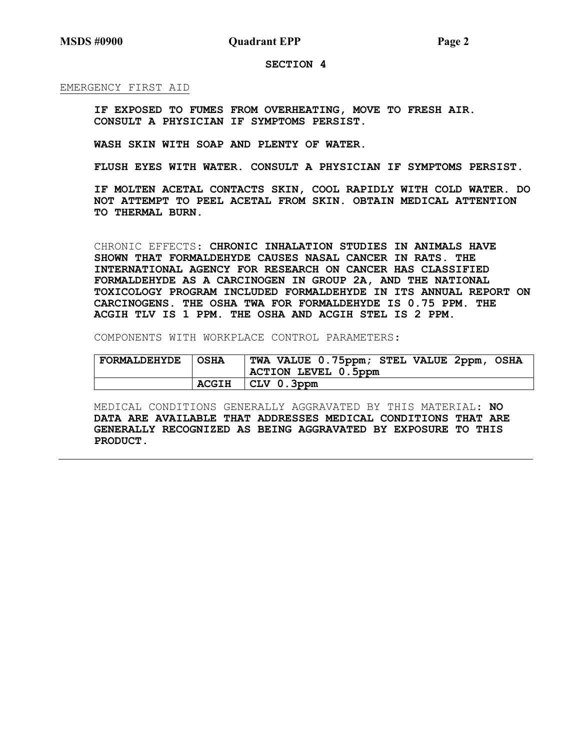## SECTION 4

EMERGENCY FIRST AID

**IF EXPOSED TO FUMES FROM OVERHEATING, MOVE TO FRESH AIR. CONSULT A PHYSICIAN IF SYMPTOMS PERSIST.**

**WASH SKIN WITH SOAP AND PLENTY OF WATER.**

**FLUSH EYES WITH WATER. CONSULT A PHYSICIAN IF SYMPTOMS PERSIST.**

**IF MOLTEN ACETAL CONTACTS SKIN, COOL RAPIDLY WITH COLD WATER. DO NOT ATTEMPT TO PEEL ACETAL FROM SKIN. OBTAIN MEDICAL ATTENTION TO THERMAL BURN.**

CHRONIC EFFECTS: **CHRONIC INHALATION STUDIES IN ANIMALS HAVE SHOWN THAT FORMALDEHYDE CAUSES NASAL CANCER IN RATS. THE INTERNATIONAL AGENCY FOR RESEARCH ON CANCER HAS CLASSIFIED FORMALDEHYDE AS A CARCINOGEN IN GROUP 2A, AND THE NATIONAL TOXICOLOGY PROGRAM INCLUDED FORMALDEHYDE IN ITS ANNUAL REPORT ON CARCINOGENS. THE OSHA TWA FOR FORMALDEHYDE IS 0.75 PPM. THE ACGIH TLV IS 1 PPM. THE OSHA AND ACGIH STEL IS 2 PPM.**

COMPONENTS WITH WORKPLACE CONTROL PARAMETERS:

| | | |
|---|---|---|
| **FORMALDEHYDE** | **OSHA** | **TWA VALUE 0.75ppm; STEL VALUE 2ppm, OSHA ACTION LEVEL 0.5ppm** |
| | **ACGIH** | **CLV 0.3ppm** |

MEDICAL CONDITIONS GENERALLY AGGRAVATED BY THIS MATERIAL: **NO DATA ARE AVAILABLE THAT ADDRESSES MEDICAL CONDITIONS THAT ARE GENERALLY RECOGNIZED AS BEING AGGRAVATED BY EXPOSURE TO THIS PRODUCT.**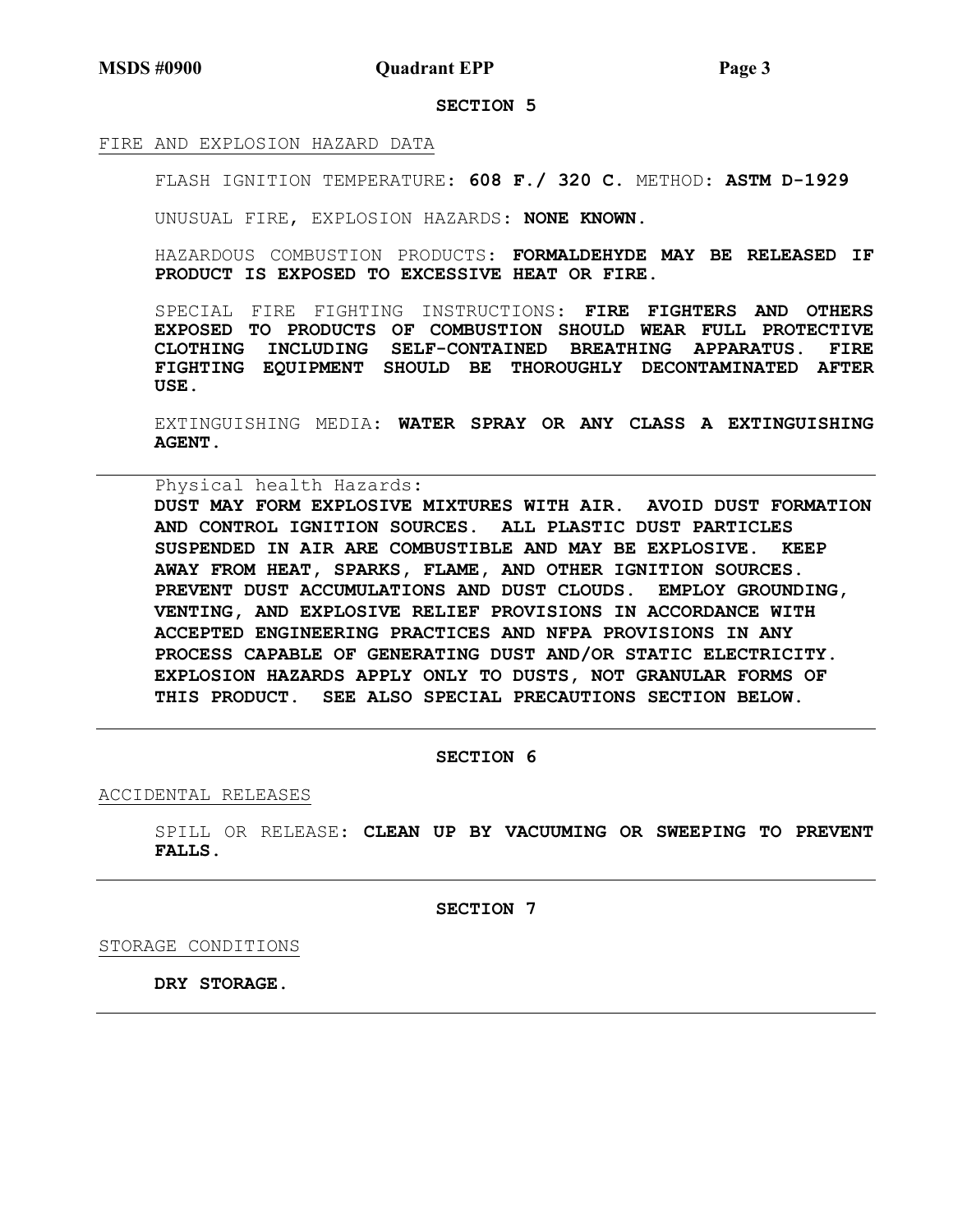## SECTION 5

FIRE AND EXPLOSION HAZARD DATA

FLASH IGNITION TEMPERATURE: **608 F./ 320 C.** METHOD: **ASTM D-1929**

UNUSUAL FIRE, EXPLOSION HAZARDS: **NONE KNOWN.**

HAZARDOUS COMBUSTION PRODUCTS: **FORMALDEHYDE MAY BE RELEASED IF PRODUCT IS EXPOSED TO EXCESSIVE HEAT OR FIRE.**

SPECIAL FIRE FIGHTING INSTRUCTIONS: **FIRE FIGHTERS AND OTHERS EXPOSED TO PRODUCTS OF COMBUSTION SHOULD WEAR FULL PROTECTIVE CLOTHING INCLUDING SELF-CONTAINED BREATHING APPARATUS. FIRE FIGHTING EQUIPMENT SHOULD BE THOROUGHLY DECONTAMINATED AFTER USE.**

EXTINGUISHING MEDIA: **WATER SPRAY OR ANY CLASS A EXTINGUISHING AGENT.**

---

Physical health Hazards:
**DUST MAY FORM EXPLOSIVE MIXTURES WITH AIR. AVOID DUST FORMATION AND CONTROL IGNITION SOURCES. ALL PLASTIC DUST PARTICLES SUSPENDED IN AIR ARE COMBUSTIBLE AND MAY BE EXPLOSIVE. KEEP AWAY FROM HEAT, SPARKS, FLAME, AND OTHER IGNITION SOURCES. PREVENT DUST ACCUMULATIONS AND DUST CLOUDS. EMPLOY GROUNDING, VENTING, AND EXPLOSIVE RELIEF PROVISIONS IN ACCORDANCE WITH ACCEPTED ENGINEERING PRACTICES AND NFPA PROVISIONS IN ANY PROCESS CAPABLE OF GENERATING DUST AND/OR STATIC ELECTRICITY. EXPLOSION HAZARDS APPLY ONLY TO DUSTS, NOT GRANULAR FORMS OF THIS PRODUCT. SEE ALSO SPECIAL PRECAUTIONS SECTION BELOW.**

---

## SECTION 6

ACCIDENTAL RELEASES

SPILL OR RELEASE: **CLEAN UP BY VACUUMING OR SWEEPING TO PREVENT FALLS.**

---

## SECTION 7

STORAGE CONDITIONS

**DRY STORAGE.**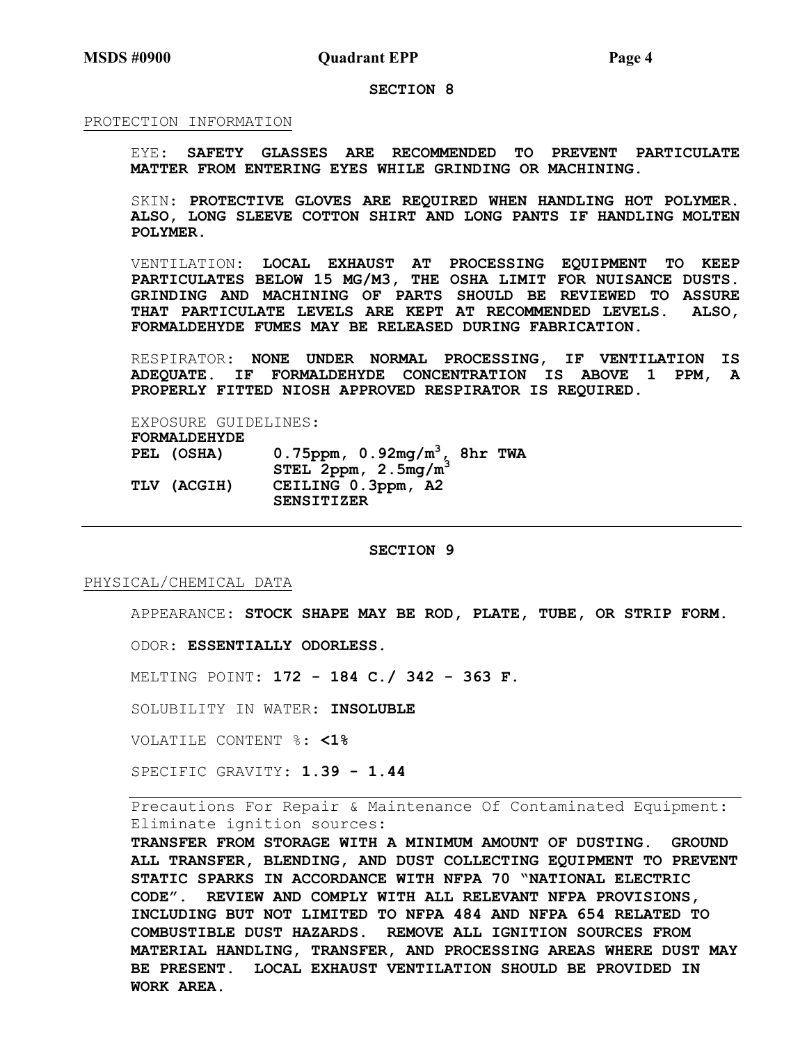## SECTION 8

PROTECTION INFORMATION

EYE: **SAFETY GLASSES ARE RECOMMENDED TO PREVENT PARTICULATE MATTER FROM ENTERING EYES WHILE GRINDING OR MACHINING.**

SKIN: **PROTECTIVE GLOVES ARE REQUIRED WHEN HANDLING HOT POLYMER. ALSO, LONG SLEEVE COTTON SHIRT AND LONG PANTS IF HANDLING MOLTEN POLYMER.**

VENTILATION: **LOCAL EXHAUST AT PROCESSING EQUIPMENT TO KEEP PARTICULATES BELOW 15 MG/M3, THE OSHA LIMIT FOR NUISANCE DUSTS. GRINDING AND MACHINING OF PARTS SHOULD BE REVIEWED TO ASSURE THAT PARTICULATE LEVELS ARE KEPT AT RECOMMENDED LEVELS. ALSO, FORMALDEHYDE FUMES MAY BE RELEASED DURING FABRICATION.**

RESPIRATOR: **NONE UNDER NORMAL PROCESSING, IF VENTILATION IS ADEQUATE. IF FORMALDEHYDE CONCENTRATION IS ABOVE 1 PPM, A PROPERLY FITTED NIOSH APPROVED RESPIRATOR IS REQUIRED.**

EXPOSURE GUIDELINES:

| **FORMALDEHYDE** | |
|---|---|
| **PEL (OSHA)** | **0.75ppm, 0.92mg/m$^3$, 8hr TWA STEL 2ppm, 2.5mg/m$^3$** |
| **TLV (ACGIH)** | **CEILING 0.3ppm, A2 SENSITIZER** |

## SECTION 9

PHYSICAL/CHEMICAL DATA

APPEARANCE: **STOCK SHAPE MAY BE ROD, PLATE, TUBE, OR STRIP FORM.**

ODOR: **ESSENTIALLY ODORLESS.**

MELTING POINT: **172 - 184 C./ 342 - 363 F.**

SOLUBILITY IN WATER: **INSOLUBLE**

VOLATILE CONTENT %: **<1%**

SPECIFIC GRAVITY: **1.39 - 1.44**

Precautions For Repair & Maintenance Of Contaminated Equipment: Eliminate ignition sources:

**TRANSFER FROM STORAGE WITH A MINIMUM AMOUNT OF DUSTING. GROUND ALL TRANSFER, BLENDING, AND DUST COLLECTING EQUIPMENT TO PREVENT STATIC SPARKS IN ACCORDANCE WITH NFPA 70 "NATIONAL ELECTRIC CODE". REVIEW AND COMPLY WITH ALL RELEVANT NFPA PROVISIONS, INCLUDING BUT NOT LIMITED TO NFPA 484 AND NFPA 654 RELATED TO COMBUSTIBLE DUST HAZARDS. REMOVE ALL IGNITION SOURCES FROM MATERIAL HANDLING, TRANSFER, AND PROCESSING AREAS WHERE DUST MAY BE PRESENT. LOCAL EXHAUST VENTILATION SHOULD BE PROVIDED IN WORK AREA.**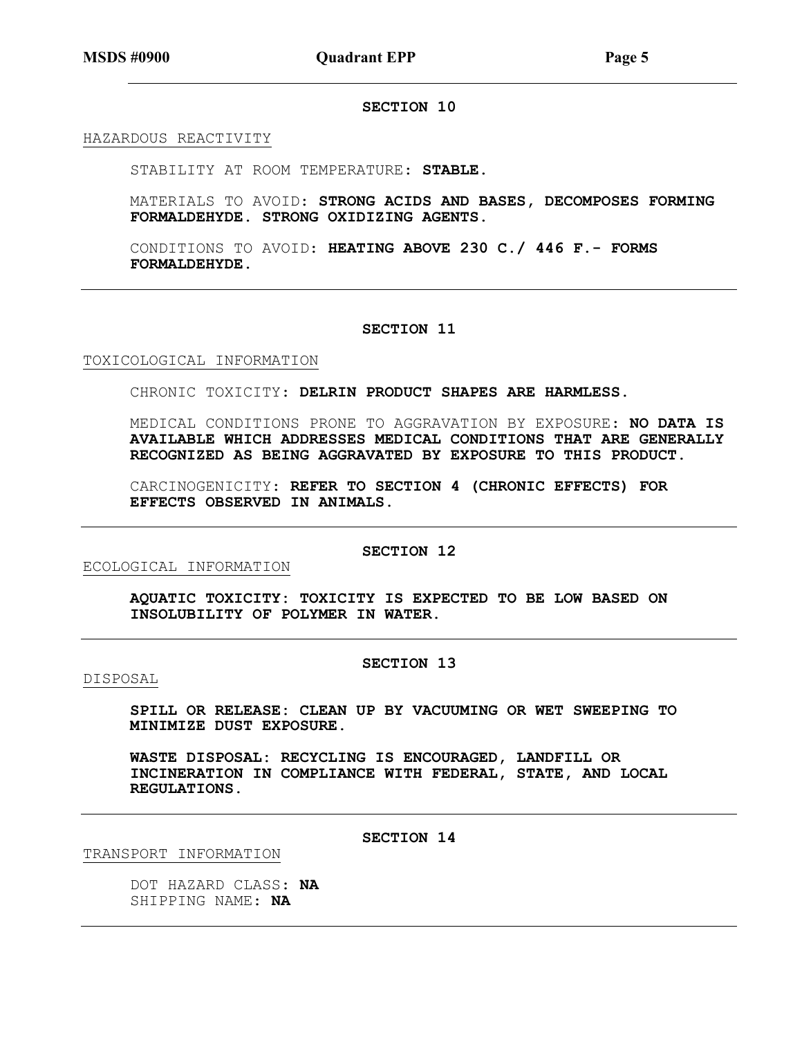## SECTION 10

HAZARDOUS REACTIVITY

STABILITY AT ROOM TEMPERATURE: **STABLE.**

MATERIALS TO AVOID: **STRONG ACIDS AND BASES, DECOMPOSES FORMING FORMALDEHYDE. STRONG OXIDIZING AGENTS.**

CONDITIONS TO AVOID: **HEATING ABOVE 230 C./ 446 F.- FORMS FORMALDEHYDE.**

---

## SECTION 11

TOXICOLOGICAL INFORMATION

CHRONIC TOXICITY: **DELRIN PRODUCT SHAPES ARE HARMLESS.**

MEDICAL CONDITIONS PRONE TO AGGRAVATION BY EXPOSURE: **NO DATA IS AVAILABLE WHICH ADDRESSES MEDICAL CONDITIONS THAT ARE GENERALLY RECOGNIZED AS BEING AGGRAVATED BY EXPOSURE TO THIS PRODUCT.**

CARCINOGENICITY: **REFER TO SECTION 4 (CHRONIC EFFECTS) FOR EFFECTS OBSERVED IN ANIMALS.**

---

## SECTION 12

ECOLOGICAL INFORMATION

**AQUATIC TOXICITY: TOXICITY IS EXPECTED TO BE LOW BASED ON INSOLUBILITY OF POLYMER IN WATER.**

---

## SECTION 13

DISPOSAL

**SPILL OR RELEASE: CLEAN UP BY VACUUMING OR WET SWEEPING TO MINIMIZE DUST EXPOSURE.**

**WASTE DISPOSAL: RECYCLING IS ENCOURAGED, LANDFILL OR INCINERATION IN COMPLIANCE WITH FEDERAL, STATE, AND LOCAL REGULATIONS.**

---

## SECTION 14

TRANSPORT INFORMATION

DOT HAZARD CLASS: **NA**
SHIPPING NAME: **NA**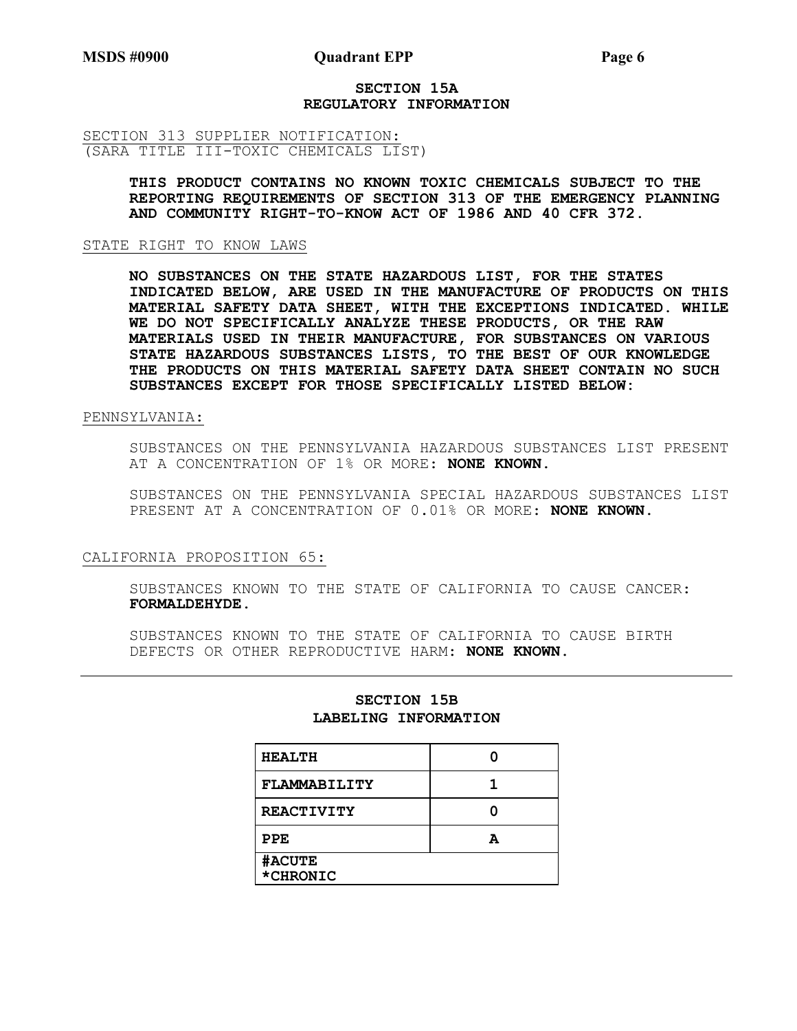## SECTION 15A
## REGULATORY INFORMATION

SECTION 313 SUPPLIER NOTIFICATION:
(SARA TITLE III-TOXIC CHEMICALS LIST)

**THIS PRODUCT CONTAINS NO KNOWN TOXIC CHEMICALS SUBJECT TO THE REPORTING REQUIREMENTS OF SECTION 313 OF THE EMERGENCY PLANNING AND COMMUNITY RIGHT-TO-KNOW ACT OF 1986 AND 40 CFR 372.**

STATE RIGHT TO KNOW LAWS

**NO SUBSTANCES ON THE STATE HAZARDOUS LIST, FOR THE STATES INDICATED BELOW, ARE USED IN THE MANUFACTURE OF PRODUCTS ON THIS MATERIAL SAFETY DATA SHEET, WITH THE EXCEPTIONS INDICATED. WHILE WE DO NOT SPECIFICALLY ANALYZE THESE PRODUCTS, OR THE RAW MATERIALS USED IN THEIR MANUFACTURE, FOR SUBSTANCES ON VARIOUS STATE HAZARDOUS SUBSTANCES LISTS, TO THE BEST OF OUR KNOWLEDGE THE PRODUCTS ON THIS MATERIAL SAFETY DATA SHEET CONTAIN NO SUCH SUBSTANCES EXCEPT FOR THOSE SPECIFICALLY LISTED BELOW:**

PENNSYLVANIA:

SUBSTANCES ON THE PENNSYLVANIA HAZARDOUS SUBSTANCES LIST PRESENT AT A CONCENTRATION OF 1% OR MORE: **NONE KNOWN.**

SUBSTANCES ON THE PENNSYLVANIA SPECIAL HAZARDOUS SUBSTANCES LIST PRESENT AT A CONCENTRATION OF 0.01% OR MORE: **NONE KNOWN.**

CALIFORNIA PROPOSITION 65:

SUBSTANCES KNOWN TO THE STATE OF CALIFORNIA TO CAUSE CANCER: **FORMALDEHYDE.**

SUBSTANCES KNOWN TO THE STATE OF CALIFORNIA TO CAUSE BIRTH DEFECTS OR OTHER REPRODUCTIVE HARM: **NONE KNOWN.**

---

## SECTION 15B
## LABELING INFORMATION

| | |
|---|---|
| **HEALTH** | 0 |
| **FLAMMABILITY** | 1 |
| **REACTIVITY** | 0 |
| **PPE** | A |
| **#ACUTE**<br>***CHRONIC** | |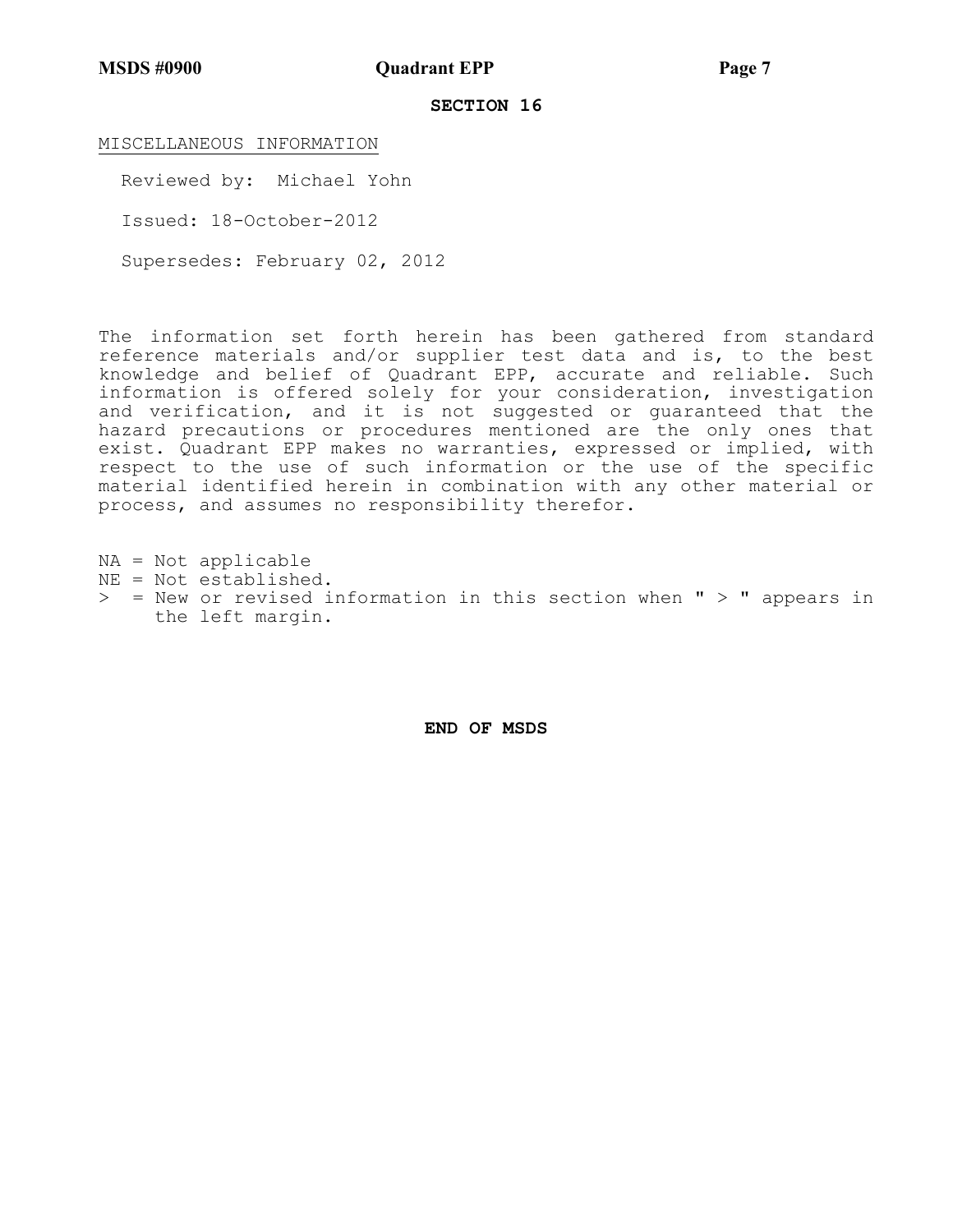## SECTION 16

MISCELLANEOUS INFORMATION

Reviewed by: Michael Yohn

Issued: 18-October-2012

Supersedes: February 02, 2012

The information set forth herein has been gathered from standard reference materials and/or supplier test data and is, to the best knowledge and belief of Quadrant EPP, accurate and reliable. Such information is offered solely for your consideration, investigation and verification, and it is not suggested or guaranteed that the hazard precautions or procedures mentioned are the only ones that exist. Quadrant EPP makes no warranties, expressed or implied, with respect to the use of such information or the use of the specific material identified herein in combination with any other material or process, and assumes no responsibility therefor.

NA = Not applicable
NE = Not established.
> = New or revised information in this section when " > " appears in the left margin.

**END OF MSDS**